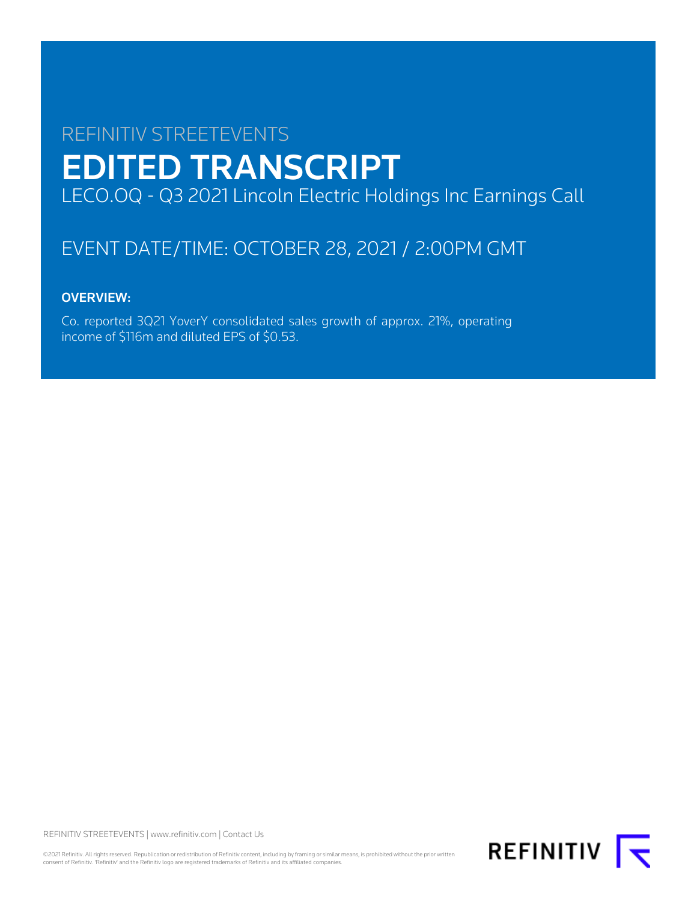REFINITIV STREETEVENTS

# EDITED TRANSCRIPT

LECO.OQ - Q3 2021 Lincoln Electric Holdings Inc Earnings Call

## EVENT DATE/TIME: OCTOBER 28, 2021 / 2:00PM GMT

### OVERVIEW:

Co. reported 3Q21 YoverY consolidated sales growth of approx. 21%, operating income of $116m and diluted EPS of $0.53.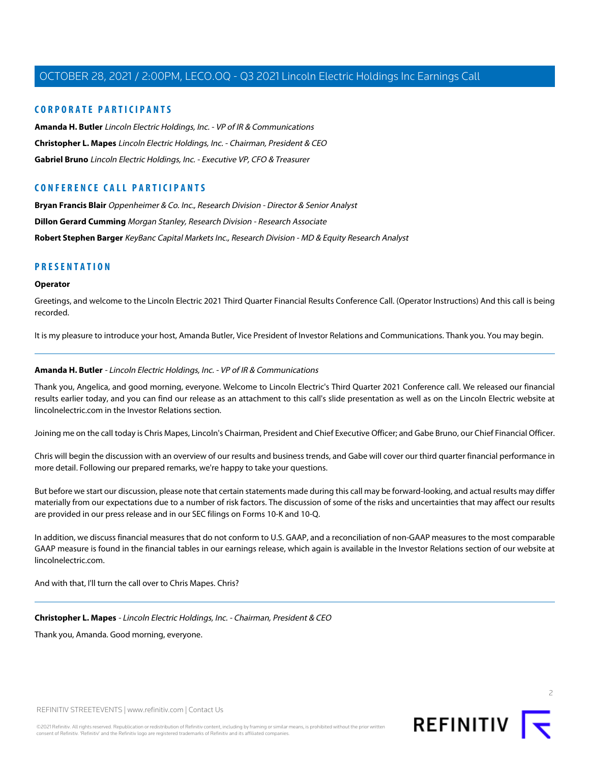## CORPORATE PARTICIPANTS

**Amanda H. Butler** *Lincoln Electric Holdings, Inc. - VP of IR & Communications*

**Christopher L. Mapes** *Lincoln Electric Holdings, Inc. - Chairman, President & CEO*

**Gabriel Bruno** *Lincoln Electric Holdings, Inc. - Executive VP, CFO & Treasurer*

## CONFERENCE CALL PARTICIPANTS

**Bryan Francis Blair** *Oppenheimer & Co. Inc., Research Division - Director & Senior Analyst*

**Dillon Gerard Cumming** *Morgan Stanley, Research Division - Research Associate*

**Robert Stephen Barger** *KeyBanc Capital Markets Inc., Research Division - MD & Equity Research Analyst*

## PRESENTATION

**Operator**

Greetings, and welcome to the Lincoln Electric 2021 Third Quarter Financial Results Conference Call. (Operator Instructions) And this call is being recorded.

It is my pleasure to introduce your host, Amanda Butler, Vice President of Investor Relations and Communications. Thank you. You may begin.

---

**Amanda H. Butler** - *Lincoln Electric Holdings, Inc. - VP of IR & Communications*

Thank you, Angelica, and good morning, everyone. Welcome to Lincoln Electric's Third Quarter 2021 Conference call. We released our financial results earlier today, and you can find our release as an attachment to this call's slide presentation as well as on the Lincoln Electric website at lincolnelectric.com in the Investor Relations section.

Joining me on the call today is Chris Mapes, Lincoln's Chairman, President and Chief Executive Officer; and Gabe Bruno, our Chief Financial Officer.

Chris will begin the discussion with an overview of our results and business trends, and Gabe will cover our third quarter financial performance in more detail. Following our prepared remarks, we're happy to take your questions.

But before we start our discussion, please note that certain statements made during this call may be forward-looking, and actual results may differ materially from our expectations due to a number of risk factors. The discussion of some of the risks and uncertainties that may affect our results are provided in our press release and in our SEC filings on Forms 10-K and 10-Q.

In addition, we discuss financial measures that do not conform to U.S. GAAP, and a reconciliation of non-GAAP measures to the most comparable GAAP measure is found in the financial tables in our earnings release, which again is available in the Investor Relations section of our website at lincolnelectric.com.

And with that, I'll turn the call over to Chris Mapes. Chris?

---

**Christopher L. Mapes** - *Lincoln Electric Holdings, Inc. - Chairman, President & CEO*

Thank you, Amanda. Good morning, everyone.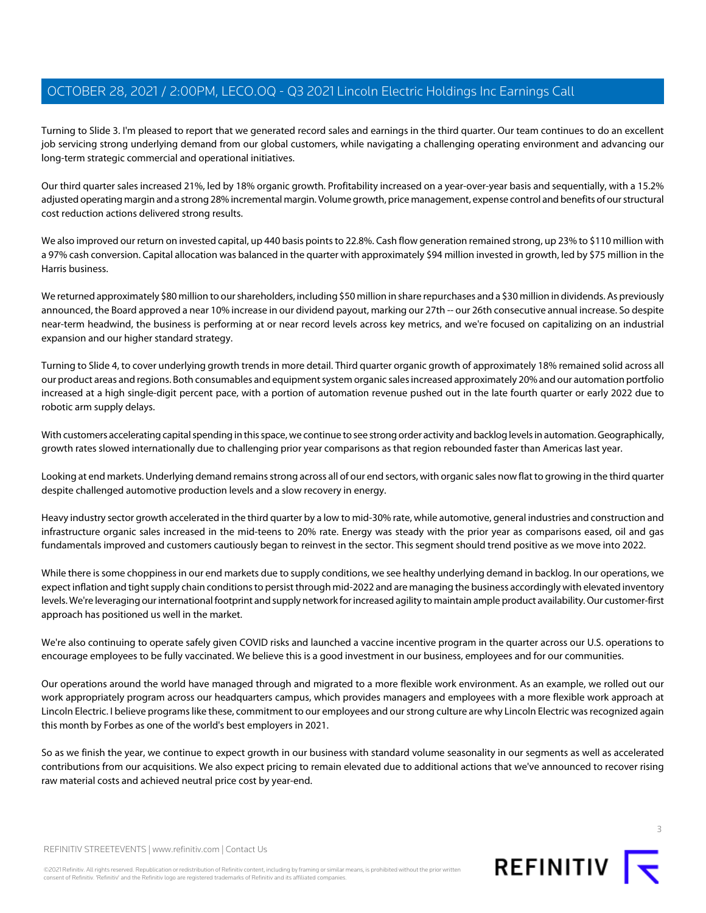Turning to Slide 3. I'm pleased to report that we generated record sales and earnings in the third quarter. Our team continues to do an excellent job servicing strong underlying demand from our global customers, while navigating a challenging operating environment and advancing our long-term strategic commercial and operational initiatives.

Our third quarter sales increased 21%, led by 18% organic growth. Profitability increased on a year-over-year basis and sequentially, with a 15.2% adjusted operating margin and a strong 28% incremental margin. Volume growth, price management, expense control and benefits of our structural cost reduction actions delivered strong results.

We also improved our return on invested capital, up 440 basis points to 22.8%. Cash flow generation remained strong, up 23% to $110 million with a 97% cash conversion. Capital allocation was balanced in the quarter with approximately $94 million invested in growth, led by $75 million in the Harris business.

We returned approximately $80 million to our shareholders, including $50 million in share repurchases and a $30 million in dividends. As previously announced, the Board approved a near 10% increase in our dividend payout, marking our 27th -- our 26th consecutive annual increase. So despite near-term headwind, the business is performing at or near record levels across key metrics, and we're focused on capitalizing on an industrial expansion and our higher standard strategy.

Turning to Slide 4, to cover underlying growth trends in more detail. Third quarter organic growth of approximately 18% remained solid across all our product areas and regions. Both consumables and equipment system organic sales increased approximately 20% and our automation portfolio increased at a high single-digit percent pace, with a portion of automation revenue pushed out in the late fourth quarter or early 2022 due to robotic arm supply delays.

With customers accelerating capital spending in this space, we continue to see strong order activity and backlog levels in automation. Geographically, growth rates slowed internationally due to challenging prior year comparisons as that region rebounded faster than Americas last year.

Looking at end markets. Underlying demand remains strong across all of our end sectors, with organic sales now flat to growing in the third quarter despite challenged automotive production levels and a slow recovery in energy.

Heavy industry sector growth accelerated in the third quarter by a low to mid-30% rate, while automotive, general industries and construction and infrastructure organic sales increased in the mid-teens to 20% rate. Energy was steady with the prior year as comparisons eased, oil and gas fundamentals improved and customers cautiously began to reinvest in the sector. This segment should trend positive as we move into 2022.

While there is some choppiness in our end markets due to supply conditions, we see healthy underlying demand in backlog. In our operations, we expect inflation and tight supply chain conditions to persist through mid-2022 and are managing the business accordingly with elevated inventory levels. We're leveraging our international footprint and supply network for increased agility to maintain ample product availability. Our customer-first approach has positioned us well in the market.

We're also continuing to operate safely given COVID risks and launched a vaccine incentive program in the quarter across our U.S. operations to encourage employees to be fully vaccinated. We believe this is a good investment in our business, employees and for our communities.

Our operations around the world have managed through and migrated to a more flexible work environment. As an example, we rolled out our work appropriately program across our headquarters campus, which provides managers and employees with a more flexible work approach at Lincoln Electric. I believe programs like these, commitment to our employees and our strong culture are why Lincoln Electric was recognized again this month by Forbes as one of the world's best employers in 2021.

So as we finish the year, we continue to expect growth in our business with standard volume seasonality in our segments as well as accelerated contributions from our acquisitions. We also expect pricing to remain elevated due to additional actions that we've announced to recover rising raw material costs and achieved neutral price cost by year-end.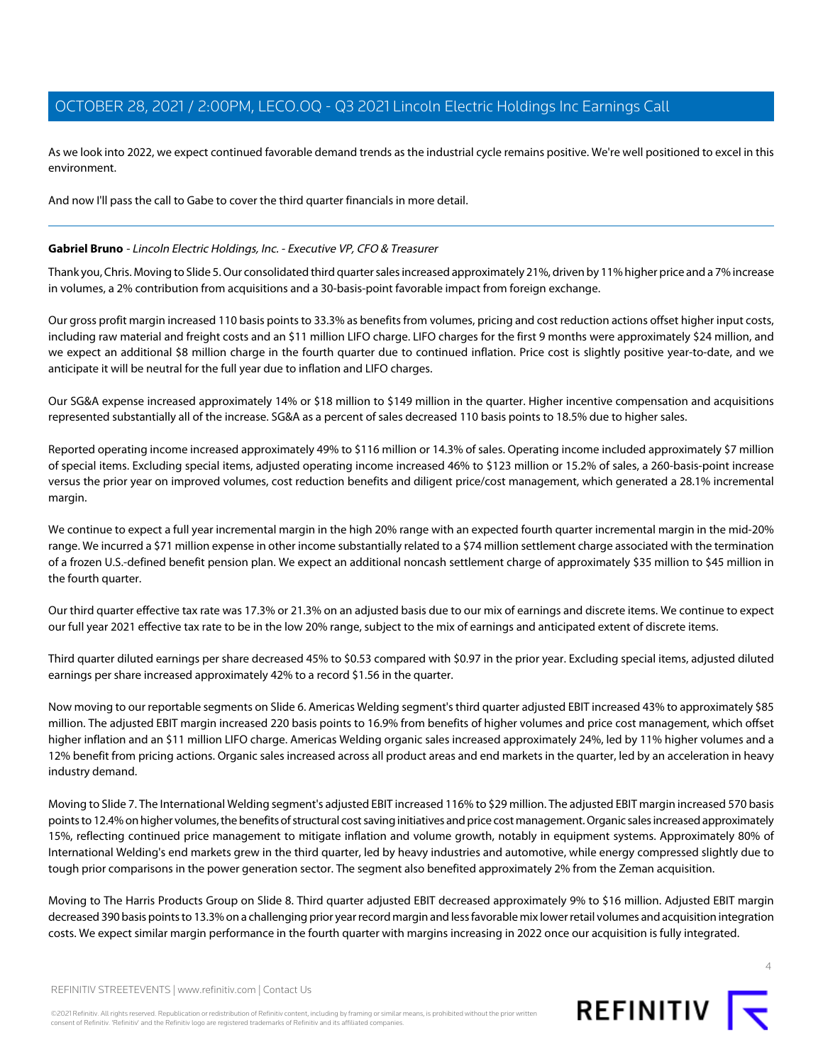As we look into 2022, we expect continued favorable demand trends as the industrial cycle remains positive. We're well positioned to excel in this environment.

And now I'll pass the call to Gabe to cover the third quarter financials in more detail.

---

**Gabriel Bruno** - *Lincoln Electric Holdings, Inc. - Executive VP, CFO & Treasurer*

Thank you, Chris. Moving to Slide 5. Our consolidated third quarter sales increased approximately 21%, driven by 11% higher price and a 7% increase in volumes, a 2% contribution from acquisitions and a 30-basis-point favorable impact from foreign exchange.

Our gross profit margin increased 110 basis points to 33.3% as benefits from volumes, pricing and cost reduction actions offset higher input costs, including raw material and freight costs and an $11 million LIFO charge. LIFO charges for the first 9 months were approximately $24 million, and we expect an additional $8 million charge in the fourth quarter due to continued inflation. Price cost is slightly positive year-to-date, and we anticipate it will be neutral for the full year due to inflation and LIFO charges.

Our SG&A expense increased approximately 14% or $18 million to $149 million in the quarter. Higher incentive compensation and acquisitions represented substantially all of the increase. SG&A as a percent of sales decreased 110 basis points to 18.5% due to higher sales.

Reported operating income increased approximately 49% to $116 million or 14.3% of sales. Operating income included approximately $7 million of special items. Excluding special items, adjusted operating income increased 46% to $123 million or 15.2% of sales, a 260-basis-point increase versus the prior year on improved volumes, cost reduction benefits and diligent price/cost management, which generated a 28.1% incremental margin.

We continue to expect a full year incremental margin in the high 20% range with an expected fourth quarter incremental margin in the mid-20% range. We incurred a $71 million expense in other income substantially related to a $74 million settlement charge associated with the termination of a frozen U.S.-defined benefit pension plan. We expect an additional noncash settlement charge of approximately $35 million to $45 million in the fourth quarter.

Our third quarter effective tax rate was 17.3% or 21.3% on an adjusted basis due to our mix of earnings and discrete items. We continue to expect our full year 2021 effective tax rate to be in the low 20% range, subject to the mix of earnings and anticipated extent of discrete items.

Third quarter diluted earnings per share decreased 45% to $0.53 compared with $0.97 in the prior year. Excluding special items, adjusted diluted earnings per share increased approximately 42% to a record $1.56 in the quarter.

Now moving to our reportable segments on Slide 6. Americas Welding segment's third quarter adjusted EBIT increased 43% to approximately $85 million. The adjusted EBIT margin increased 220 basis points to 16.9% from benefits of higher volumes and price cost management, which offset higher inflation and an $11 million LIFO charge. Americas Welding organic sales increased approximately 24%, led by 11% higher volumes and a 12% benefit from pricing actions. Organic sales increased across all product areas and end markets in the quarter, led by an acceleration in heavy industry demand.

Moving to Slide 7. The International Welding segment's adjusted EBIT increased 116% to $29 million. The adjusted EBIT margin increased 570 basis points to 12.4% on higher volumes, the benefits of structural cost saving initiatives and price cost management. Organic sales increased approximately 15%, reflecting continued price management to mitigate inflation and volume growth, notably in equipment systems. Approximately 80% of International Welding's end markets grew in the third quarter, led by heavy industries and automotive, while energy compressed slightly due to tough prior comparisons in the power generation sector. The segment also benefited approximately 2% from the Zeman acquisition.

Moving to The Harris Products Group on Slide 8. Third quarter adjusted EBIT decreased approximately 9% to $16 million. Adjusted EBIT margin decreased 390 basis points to 13.3% on a challenging prior year record margin and less favorable mix lower retail volumes and acquisition integration costs. We expect similar margin performance in the fourth quarter with margins increasing in 2022 once our acquisition is fully integrated.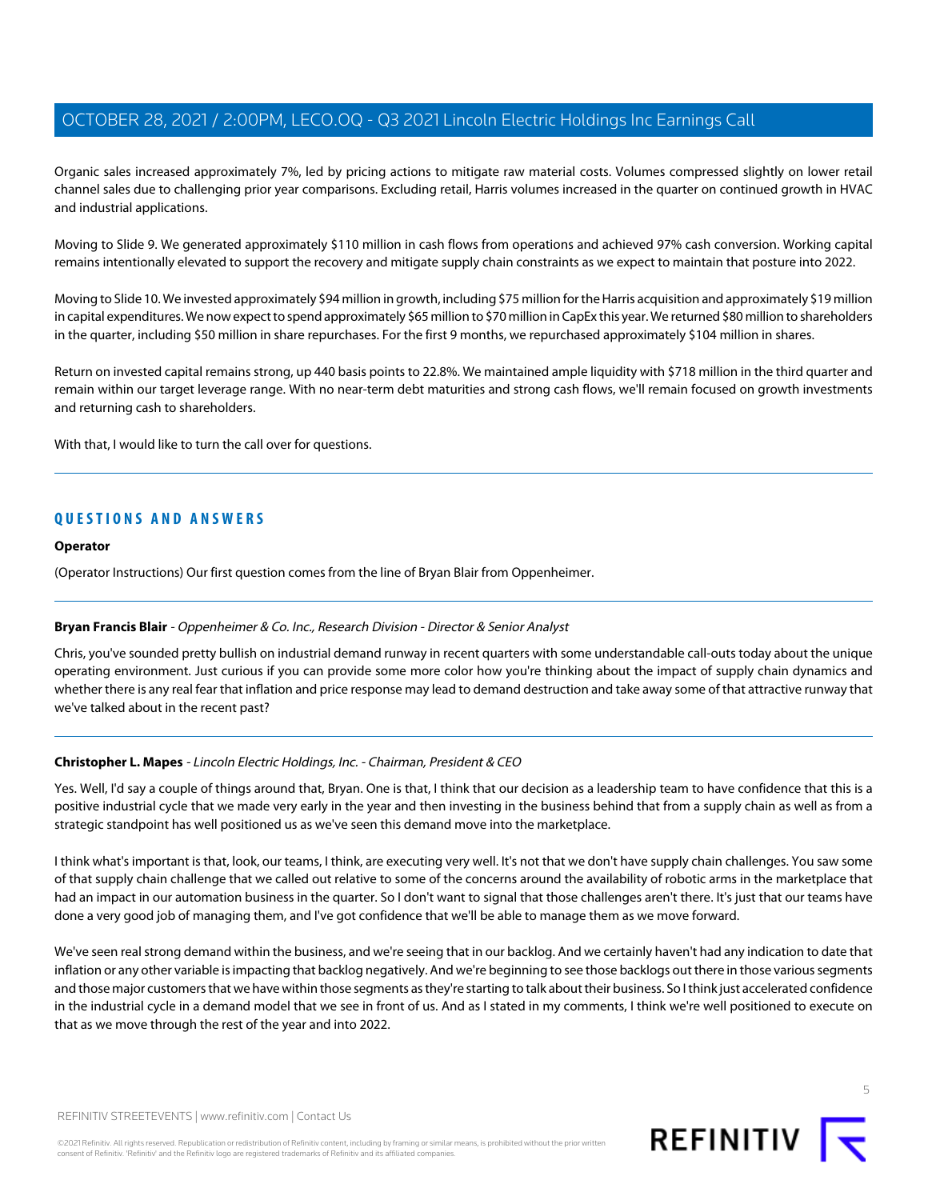Organic sales increased approximately 7%, led by pricing actions to mitigate raw material costs. Volumes compressed slightly on lower retail channel sales due to challenging prior year comparisons. Excluding retail, Harris volumes increased in the quarter on continued growth in HVAC and industrial applications.

Moving to Slide 9. We generated approximately $110 million in cash flows from operations and achieved 97% cash conversion. Working capital remains intentionally elevated to support the recovery and mitigate supply chain constraints as we expect to maintain that posture into 2022.

Moving to Slide 10. We invested approximately $94 million in growth, including $75 million for the Harris acquisition and approximately $19 million in capital expenditures. We now expect to spend approximately $65 million to $70 million in CapEx this year. We returned $80 million to shareholders in the quarter, including $50 million in share repurchases. For the first 9 months, we repurchased approximately $104 million in shares.

Return on invested capital remains strong, up 440 basis points to 22.8%. We maintained ample liquidity with $718 million in the third quarter and remain within our target leverage range. With no near-term debt maturities and strong cash flows, we'll remain focused on growth investments and returning cash to shareholders.

With that, I would like to turn the call over for questions.

## QUESTIONS AND ANSWERS

**Operator**

(Operator Instructions) Our first question comes from the line of Bryan Blair from Oppenheimer.

**Bryan Francis Blair** - *Oppenheimer & Co. Inc., Research Division - Director & Senior Analyst*

Chris, you've sounded pretty bullish on industrial demand runway in recent quarters with some understandable call-outs today about the unique operating environment. Just curious if you can provide some more color how you're thinking about the impact of supply chain dynamics and whether there is any real fear that inflation and price response may lead to demand destruction and take away some of that attractive runway that we've talked about in the recent past?

**Christopher L. Mapes** - *Lincoln Electric Holdings, Inc. - Chairman, President & CEO*

Yes. Well, I'd say a couple of things around that, Bryan. One is that, I think that our decision as a leadership team to have confidence that this is a positive industrial cycle that we made very early in the year and then investing in the business behind that from a supply chain as well as from a strategic standpoint has well positioned us as we've seen this demand move into the marketplace.

I think what's important is that, look, our teams, I think, are executing very well. It's not that we don't have supply chain challenges. You saw some of that supply chain challenge that we called out relative to some of the concerns around the availability of robotic arms in the marketplace that had an impact in our automation business in the quarter. So I don't want to signal that those challenges aren't there. It's just that our teams have done a very good job of managing them, and I've got confidence that we'll be able to manage them as we move forward.

We've seen real strong demand within the business, and we're seeing that in our backlog. And we certainly haven't had any indication to date that inflation or any other variable is impacting that backlog negatively. And we're beginning to see those backlogs out there in those various segments and those major customers that we have within those segments as they're starting to talk about their business. So I think just accelerated confidence in the industrial cycle in a demand model that we see in front of us. And as I stated in my comments, I think we're well positioned to execute on that as we move through the rest of the year and into 2022.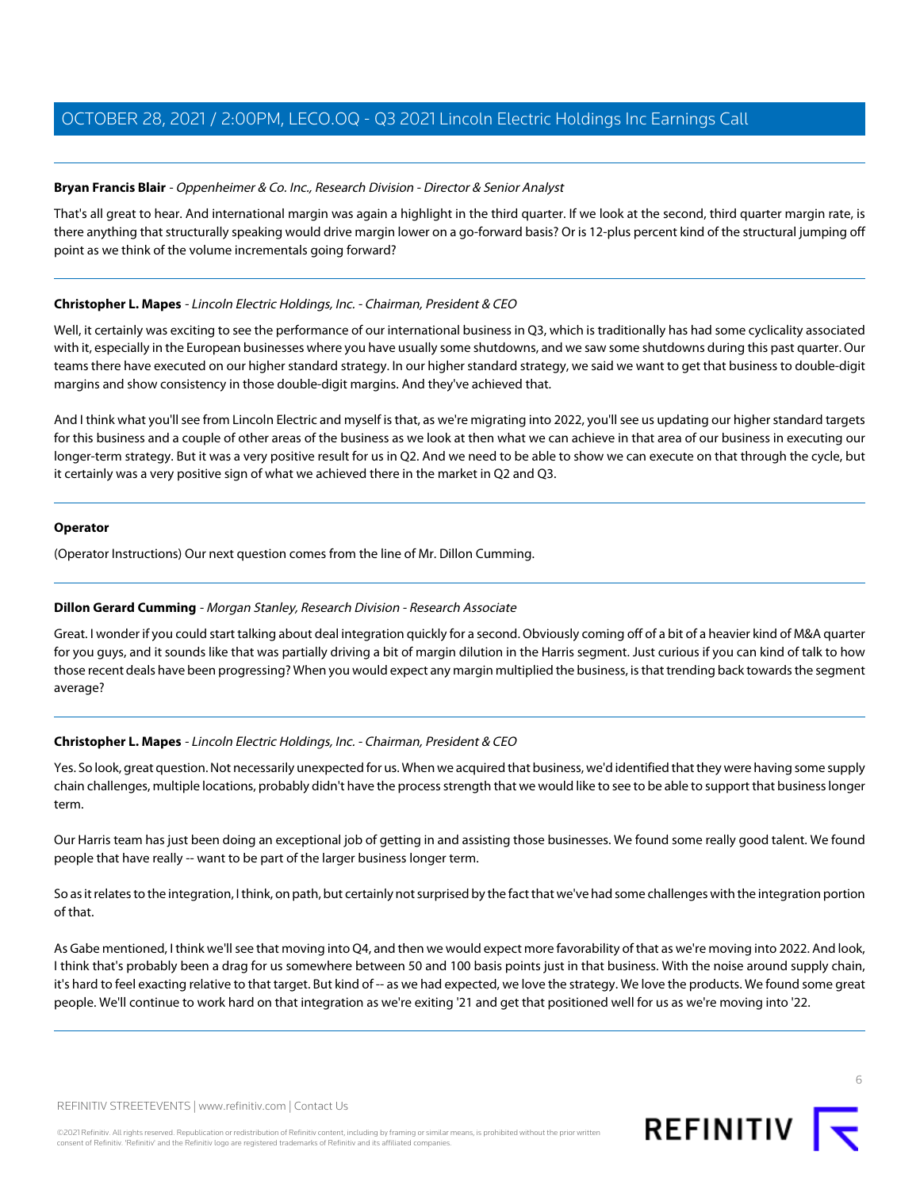**Bryan Francis Blair** - *Oppenheimer & Co. Inc., Research Division - Director & Senior Analyst*

That's all great to hear. And international margin was again a highlight in the third quarter. If we look at the second, third quarter margin rate, is there anything that structurally speaking would drive margin lower on a go-forward basis? Or is 12-plus percent kind of the structural jumping off point as we think of the volume incrementals going forward?

---

**Christopher L. Mapes** - *Lincoln Electric Holdings, Inc. - Chairman, President & CEO*

Well, it certainly was exciting to see the performance of our international business in Q3, which is traditionally has had some cyclicality associated with it, especially in the European businesses where you have usually some shutdowns, and we saw some shutdowns during this past quarter. Our teams there have executed on our higher standard strategy. In our higher standard strategy, we said we want to get that business to double-digit margins and show consistency in those double-digit margins. And they've achieved that.

And I think what you'll see from Lincoln Electric and myself is that, as we're migrating into 2022, you'll see us updating our higher standard targets for this business and a couple of other areas of the business as we look at then what we can achieve in that area of our business in executing our longer-term strategy. But it was a very positive result for us in Q2. And we need to be able to show we can execute on that through the cycle, but it certainly was a very positive sign of what we achieved there in the market in Q2 and Q3.

---

**Operator**

(Operator Instructions) Our next question comes from the line of Mr. Dillon Cumming.

---

**Dillon Gerard Cumming** - *Morgan Stanley, Research Division - Research Associate*

Great. I wonder if you could start talking about deal integration quickly for a second. Obviously coming off of a bit of a heavier kind of M&A quarter for you guys, and it sounds like that was partially driving a bit of margin dilution in the Harris segment. Just curious if you can kind of talk to how those recent deals have been progressing? When you would expect any margin multiplied the business, is that trending back towards the segment average?

---

**Christopher L. Mapes** - *Lincoln Electric Holdings, Inc. - Chairman, President & CEO*

Yes. So look, great question. Not necessarily unexpected for us. When we acquired that business, we'd identified that they were having some supply chain challenges, multiple locations, probably didn't have the process strength that we would like to see to be able to support that business longer term.

Our Harris team has just been doing an exceptional job of getting in and assisting those businesses. We found some really good talent. We found people that have really -- want to be part of the larger business longer term.

So as it relates to the integration, I think, on path, but certainly not surprised by the fact that we've had some challenges with the integration portion of that.

As Gabe mentioned, I think we'll see that moving into Q4, and then we would expect more favorability of that as we're moving into 2022. And look, I think that's probably been a drag for us somewhere between 50 and 100 basis points just in that business. With the noise around supply chain, it's hard to feel exacting relative to that target. But kind of -- as we had expected, we love the strategy. We love the products. We found some great people. We'll continue to work hard on that integration as we're exiting '21 and get that positioned well for us as we're moving into '22.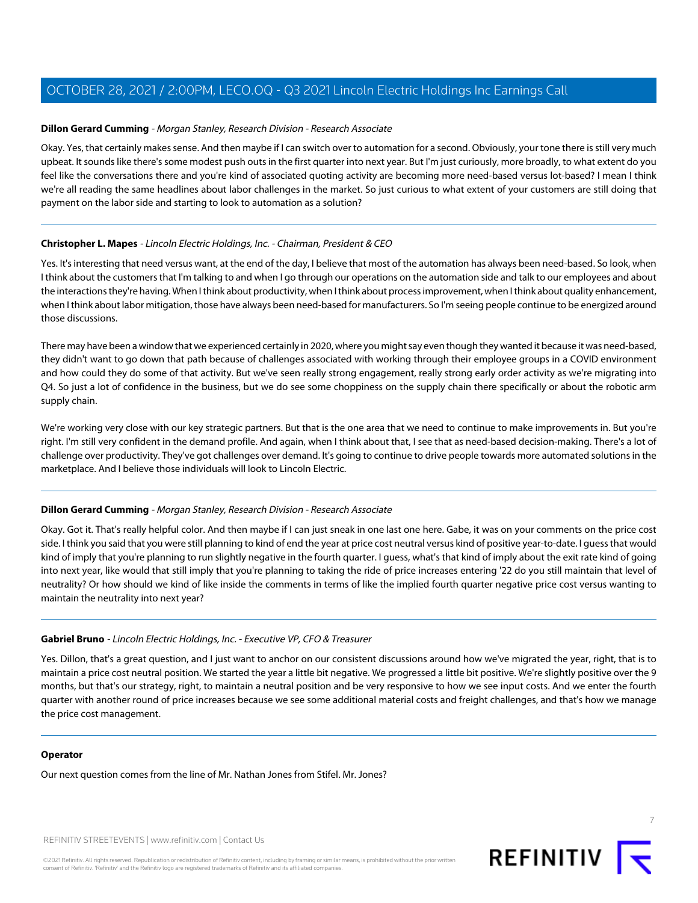**Dillon Gerard Cumming** - *Morgan Stanley, Research Division - Research Associate*

Okay. Yes, that certainly makes sense. And then maybe if I can switch over to automation for a second. Obviously, your tone there is still very much upbeat. It sounds like there's some modest push outs in the first quarter into next year. But I'm just curiously, more broadly, to what extent do you feel like the conversations there and you're kind of associated quoting activity are becoming more need-based versus lot-based? I mean I think we're all reading the same headlines about labor challenges in the market. So just curious to what extent of your customers are still doing that payment on the labor side and starting to look to automation as a solution?

---

**Christopher L. Mapes** - *Lincoln Electric Holdings, Inc. - Chairman, President & CEO*

Yes. It's interesting that need versus want, at the end of the day, I believe that most of the automation has always been need-based. So look, when I think about the customers that I'm talking to and when I go through our operations on the automation side and talk to our employees and about the interactions they're having. When I think about productivity, when I think about process improvement, when I think about quality enhancement, when I think about labor mitigation, those have always been need-based for manufacturers. So I'm seeing people continue to be energized around those discussions.

There may have been a window that we experienced certainly in 2020, where you might say even though they wanted it because it was need-based, they didn't want to go down that path because of challenges associated with working through their employee groups in a COVID environment and how could they do some of that activity. But we've seen really strong engagement, really strong early order activity as we're migrating into Q4. So just a lot of confidence in the business, but we do see some choppiness on the supply chain there specifically or about the robotic arm supply chain.

We're working very close with our key strategic partners. But that is the one area that we need to continue to make improvements in. But you're right. I'm still very confident in the demand profile. And again, when I think about that, I see that as need-based decision-making. There's a lot of challenge over productivity. They've got challenges over demand. It's going to continue to drive people towards more automated solutions in the marketplace. And I believe those individuals will look to Lincoln Electric.

---

**Dillon Gerard Cumming** - *Morgan Stanley, Research Division - Research Associate*

Okay. Got it. That's really helpful color. And then maybe if I can just sneak in one last one here. Gabe, it was on your comments on the price cost side. I think you said that you were still planning to kind of end the year at price cost neutral versus kind of positive year-to-date. I guess that would kind of imply that you're planning to run slightly negative in the fourth quarter. I guess, what's that kind of imply about the exit rate kind of going into next year, like would that still imply that you're planning to taking the ride of price increases entering '22 do you still maintain that level of neutrality? Or how should we kind of like inside the comments in terms of like the implied fourth quarter negative price cost versus wanting to maintain the neutrality into next year?

---

**Gabriel Bruno** - *Lincoln Electric Holdings, Inc. - Executive VP, CFO & Treasurer*

Yes. Dillon, that's a great question, and I just want to anchor on our consistent discussions around how we've migrated the year, right, that is to maintain a price cost neutral position. We started the year a little bit negative. We progressed a little bit positive. We're slightly positive over the 9 months, but that's our strategy, right, to maintain a neutral position and be very responsive to how we see input costs. And we enter the fourth quarter with another round of price increases because we see some additional material costs and freight challenges, and that's how we manage the price cost management.

---

**Operator**

Our next question comes from the line of Mr. Nathan Jones from Stifel. Mr. Jones?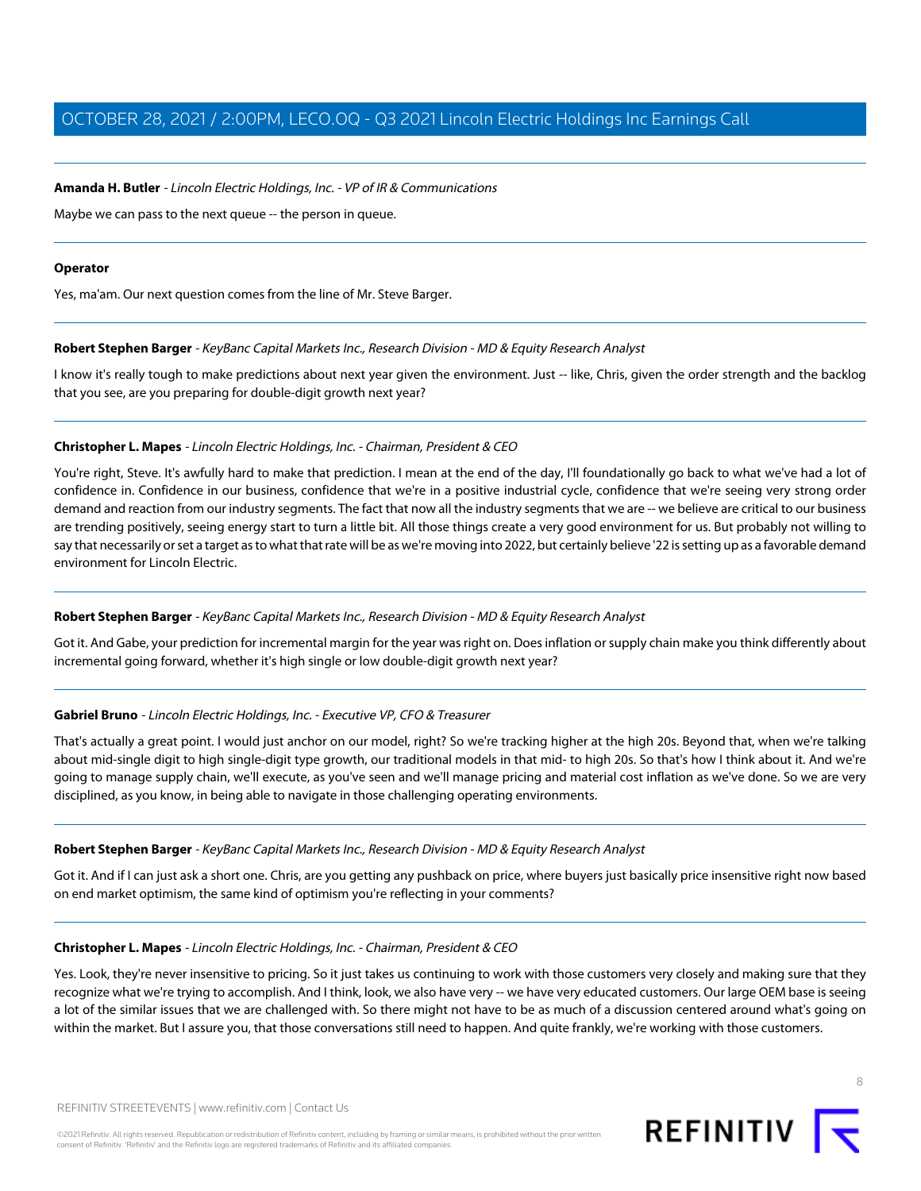**Amanda H. Butler** - *Lincoln Electric Holdings, Inc. - VP of IR & Communications*

Maybe we can pass to the next queue -- the person in queue.

**Operator**

Yes, ma'am. Our next question comes from the line of Mr. Steve Barger.

**Robert Stephen Barger** - *KeyBanc Capital Markets Inc., Research Division - MD & Equity Research Analyst*

I know it's really tough to make predictions about next year given the environment. Just -- like, Chris, given the order strength and the backlog that you see, are you preparing for double-digit growth next year?

**Christopher L. Mapes** - *Lincoln Electric Holdings, Inc. - Chairman, President & CEO*

You're right, Steve. It's awfully hard to make that prediction. I mean at the end of the day, I'll foundationally go back to what we've had a lot of confidence in. Confidence in our business, confidence that we're in a positive industrial cycle, confidence that we're seeing very strong order demand and reaction from our industry segments. The fact that now all the industry segments that we are -- we believe are critical to our business are trending positively, seeing energy start to turn a little bit. All those things create a very good environment for us. But probably not willing to say that necessarily or set a target as to what that rate will be as we're moving into 2022, but certainly believe '22 is setting up as a favorable demand environment for Lincoln Electric.

**Robert Stephen Barger** - *KeyBanc Capital Markets Inc., Research Division - MD & Equity Research Analyst*

Got it. And Gabe, your prediction for incremental margin for the year was right on. Does inflation or supply chain make you think differently about incremental going forward, whether it's high single or low double-digit growth next year?

**Gabriel Bruno** - *Lincoln Electric Holdings, Inc. - Executive VP, CFO & Treasurer*

That's actually a great point. I would just anchor on our model, right? So we're tracking higher at the high 20s. Beyond that, when we're talking about mid-single digit to high single-digit type growth, our traditional models in that mid- to high 20s. So that's how I think about it. And we're going to manage supply chain, we'll execute, as you've seen and we'll manage pricing and material cost inflation as we've done. So we are very disciplined, as you know, in being able to navigate in those challenging operating environments.

**Robert Stephen Barger** - *KeyBanc Capital Markets Inc., Research Division - MD & Equity Research Analyst*

Got it. And if I can just ask a short one. Chris, are you getting any pushback on price, where buyers just basically price insensitive right now based on end market optimism, the same kind of optimism you're reflecting in your comments?

**Christopher L. Mapes** - *Lincoln Electric Holdings, Inc. - Chairman, President & CEO*

Yes. Look, they're never insensitive to pricing. So it just takes us continuing to work with those customers very closely and making sure that they recognize what we're trying to accomplish. And I think, look, we also have very -- we have very educated customers. Our large OEM base is seeing a lot of the similar issues that we are challenged with. So there might not have to be as much of a discussion centered around what's going on within the market. But I assure you, that those conversations still need to happen. And quite frankly, we're working with those customers.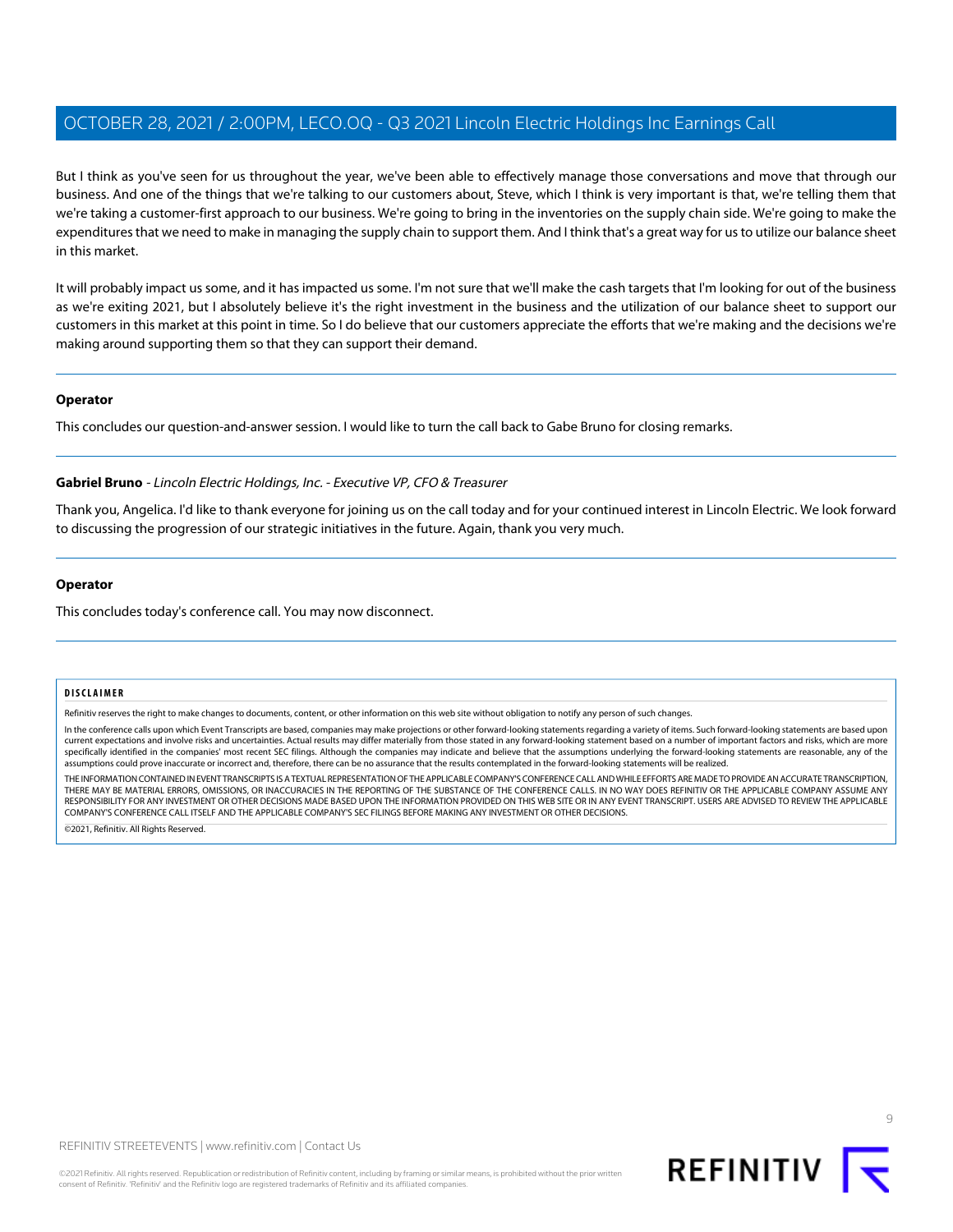But I think as you've seen for us throughout the year, we've been able to effectively manage those conversations and move that through our business. And one of the things that we're talking to our customers about, Steve, which I think is very important is that, we're telling them that we're taking a customer-first approach to our business. We're going to bring in the inventories on the supply chain side. We're going to make the expenditures that we need to make in managing the supply chain to support them. And I think that's a great way for us to utilize our balance sheet in this market.

It will probably impact us some, and it has impacted us some. I'm not sure that we'll make the cash targets that I'm looking for out of the business as we're exiting 2021, but I absolutely believe it's the right investment in the business and the utilization of our balance sheet to support our customers in this market at this point in time. So I do believe that our customers appreciate the efforts that we're making and the decisions we're making around supporting them so that they can support their demand.

---

**Operator**

This concludes our question-and-answer session. I would like to turn the call back to Gabe Bruno for closing remarks.

---

**Gabriel Bruno** - *Lincoln Electric Holdings, Inc. - Executive VP, CFO & Treasurer*

Thank you, Angelica. I'd like to thank everyone for joining us on the call today and for your continued interest in Lincoln Electric. We look forward to discussing the progression of our strategic initiatives in the future. Again, thank you very much.

---

**Operator**

This concludes today's conference call. You may now disconnect.

---

**DISCLAIMER**

Refinitiv reserves the right to make changes to documents, content, or other information on this web site without obligation to notify any person of such changes.

In the conference calls upon which Event Transcripts are based, companies may make projections or other forward-looking statements regarding a variety of items. Such forward-looking statements are based upon current expectations and involve risks and uncertainties. Actual results may differ materially from those stated in any forward-looking statement based on a number of important factors and risks, which are more specifically identified in the companies' most recent SEC filings. Although the companies may indicate and believe that the assumptions underlying the forward-looking statements are reasonable, any of the assumptions could prove inaccurate or incorrect and, therefore, there can be no assurance that the results contemplated in the forward-looking statements will be realized.

THE INFORMATION CONTAINED IN EVENT TRANSCRIPTS IS A TEXTUAL REPRESENTATION OF THE APPLICABLE COMPANY'S CONFERENCE CALL AND WHILE EFFORTS ARE MADE TO PROVIDE AN ACCURATE TRANSCRIPTION, THERE MAY BE MATERIAL ERRORS, OMISSIONS, OR INACCURACIES IN THE REPORTING OF THE SUBSTANCE OF THE CONFERENCE CALLS. IN NO WAY DOES REFINITIV OR THE APPLICABLE COMPANY ASSUME ANY RESPONSIBILITY FOR ANY INVESTMENT OR OTHER DECISIONS MADE BASED UPON THE INFORMATION PROVIDED ON THIS WEB SITE OR IN ANY EVENT TRANSCRIPT. USERS ARE ADVISED TO REVIEW THE APPLICABLE COMPANY'S CONFERENCE CALL ITSELF AND THE APPLICABLE COMPANY'S SEC FILINGS BEFORE MAKING ANY INVESTMENT OR OTHER DECISIONS.

©2021, Refinitiv. All Rights Reserved.